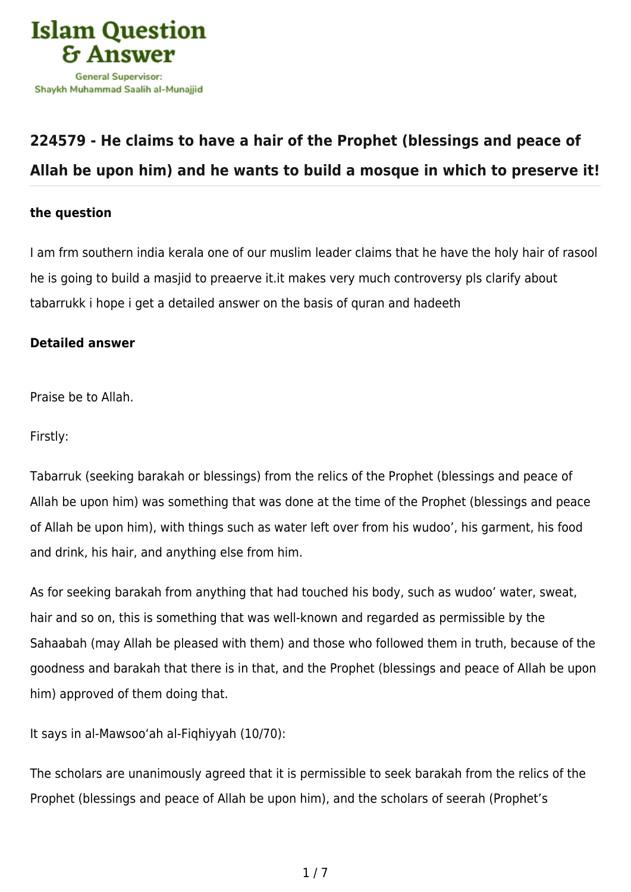Islam Question & Answer

General Supervisor: Shaykh Muhammad Saalih al-Munajjid

## 224579 - He claims to have a hair of the Prophet (blessings and peace of Allah be upon him) and he wants to build a mosque in which to preserve it!

### the question

I am frm southern india kerala one of our muslim leader claims that he have the holy hair of rasool he is going to build a masjid to preaerve it.it makes very much controversy pls clarify about tabarrukk i hope i get a detailed answer on the basis of quran and hadeeth

### Detailed answer

Praise be to Allah.

Firstly:

Tabarruk (seeking barakah or blessings) from the relics of the Prophet (blessings and peace of Allah be upon him) was something that was done at the time of the Prophet (blessings and peace of Allah be upon him), with things such as water left over from his wudoo', his garment, his food and drink, his hair, and anything else from him.

As for seeking barakah from anything that had touched his body, such as wudoo' water, sweat, hair and so on, this is something that was well-known and regarded as permissible by the Sahaabah (may Allah be pleased with them) and those who followed them in truth, because of the goodness and barakah that there is in that, and the Prophet (blessings and peace of Allah be upon him) approved of them doing that.

It says in al-Mawsoo'ah al-Fiqhiyyah (10/70):

The scholars are unanimously agreed that it is permissible to seek barakah from the relics of the Prophet (blessings and peace of Allah be upon him), and the scholars of seerah (Prophet's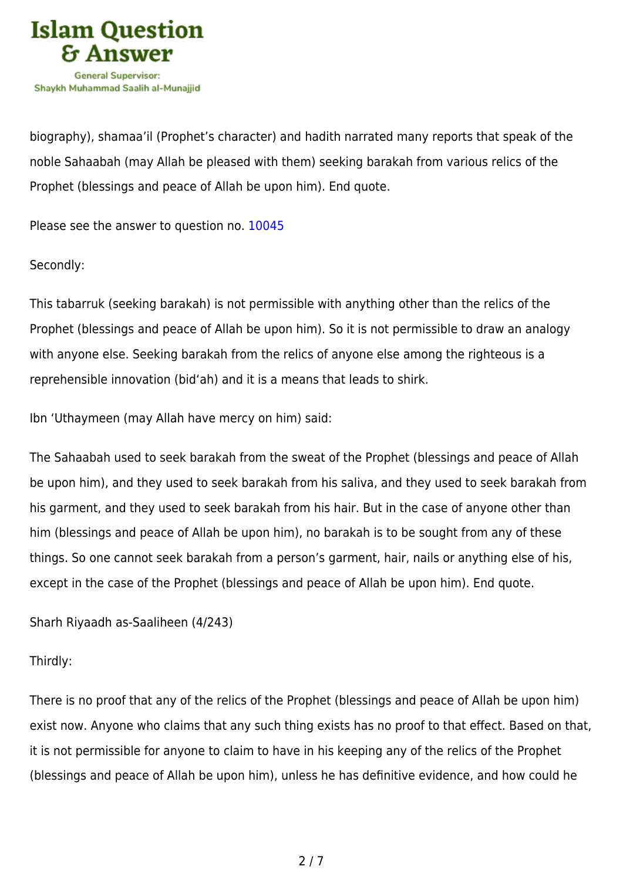biography), shamaa'il (Prophet's character) and hadith narrated many reports that speak of the noble Sahaabah (may Allah be pleased with them) seeking barakah from various relics of the Prophet (blessings and peace of Allah be upon him). End quote.

Please see the answer to question no. 10045

Secondly:

This tabarruk (seeking barakah) is not permissible with anything other than the relics of the Prophet (blessings and peace of Allah be upon him). So it is not permissible to draw an analogy with anyone else. Seeking barakah from the relics of anyone else among the righteous is a reprehensible innovation (bid'ah) and it is a means that leads to shirk.

Ibn 'Uthaymeen (may Allah have mercy on him) said:

The Sahaabah used to seek barakah from the sweat of the Prophet (blessings and peace of Allah be upon him), and they used to seek barakah from his saliva, and they used to seek barakah from his garment, and they used to seek barakah from his hair. But in the case of anyone other than him (blessings and peace of Allah be upon him), no barakah is to be sought from any of these things. So one cannot seek barakah from a person's garment, hair, nails or anything else of his, except in the case of the Prophet (blessings and peace of Allah be upon him). End quote.

Sharh Riyaadh as-Saaliheen (4/243)

Thirdly:

There is no proof that any of the relics of the Prophet (blessings and peace of Allah be upon him) exist now. Anyone who claims that any such thing exists has no proof to that effect. Based on that, it is not permissible for anyone to claim to have in his keeping any of the relics of the Prophet (blessings and peace of Allah be upon him), unless he has definitive evidence, and how could he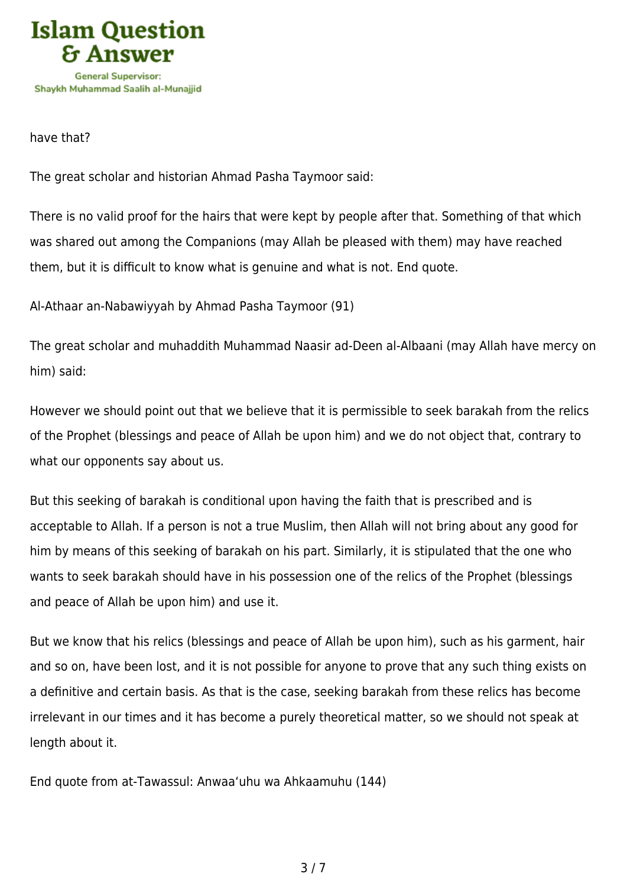have that?

The great scholar and historian Ahmad Pasha Taymoor said:

There is no valid proof for the hairs that were kept by people after that. Something of that which was shared out among the Companions (may Allah be pleased with them) may have reached them, but it is difficult to know what is genuine and what is not. End quote.

Al-Athaar an-Nabawiyyah by Ahmad Pasha Taymoor (91)

The great scholar and muhaddith Muhammad Naasir ad-Deen al-Albaani (may Allah have mercy on him) said:

However we should point out that we believe that it is permissible to seek barakah from the relics of the Prophet (blessings and peace of Allah be upon him) and we do not object that, contrary to what our opponents say about us.

But this seeking of barakah is conditional upon having the faith that is prescribed and is acceptable to Allah. If a person is not a true Muslim, then Allah will not bring about any good for him by means of this seeking of barakah on his part. Similarly, it is stipulated that the one who wants to seek barakah should have in his possession one of the relics of the Prophet (blessings and peace of Allah be upon him) and use it.

But we know that his relics (blessings and peace of Allah be upon him), such as his garment, hair and so on, have been lost, and it is not possible for anyone to prove that any such thing exists on a definitive and certain basis. As that is the case, seeking barakah from these relics has become irrelevant in our times and it has become a purely theoretical matter, so we should not speak at length about it.

End quote from at-Tawassul: Anwaa'uhu wa Ahkaamuhu (144)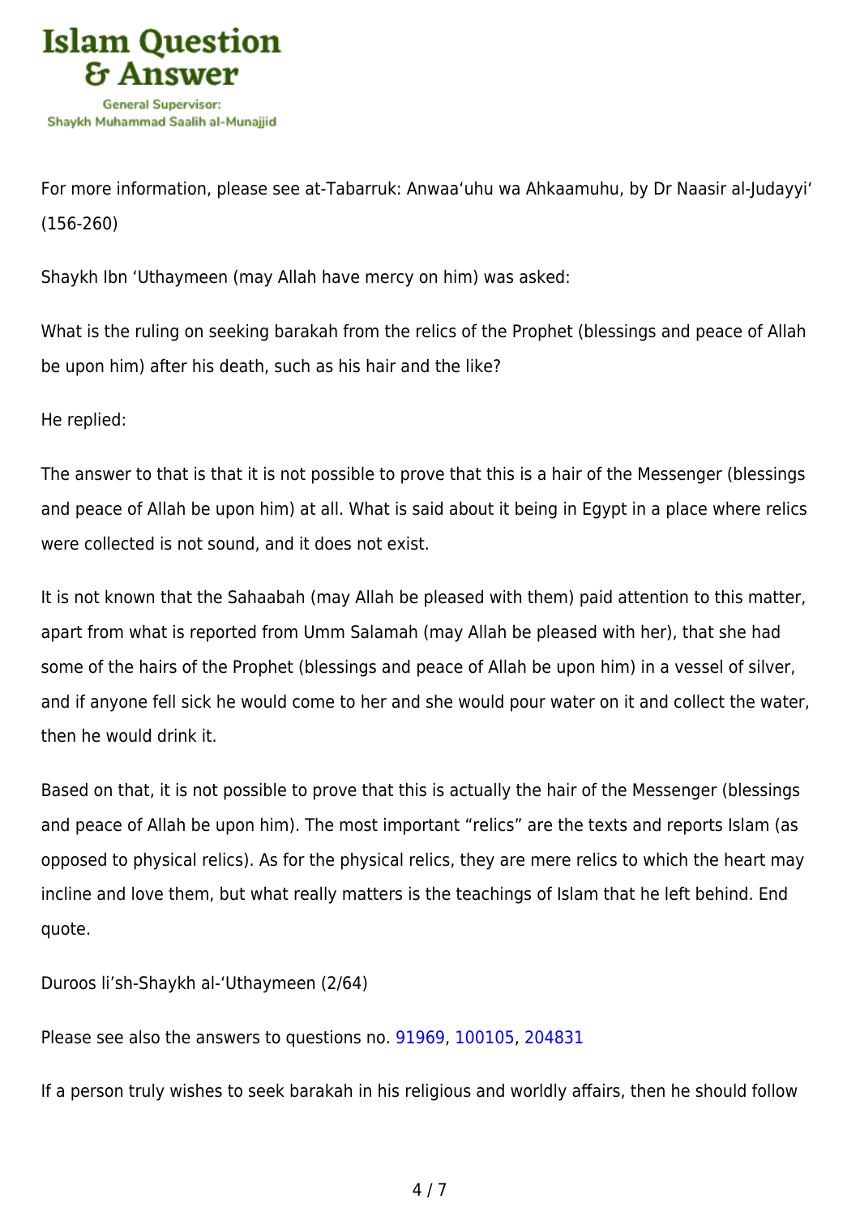For more information, please see at-Tabarruk: Anwaa'uhu wa Ahkaamuhu, by Dr Naasir al-Judayyi' (156-260)

Shaykh Ibn 'Uthaymeen (may Allah have mercy on him) was asked:

What is the ruling on seeking barakah from the relics of the Prophet (blessings and peace of Allah be upon him) after his death, such as his hair and the like?

He replied:

The answer to that is that it is not possible to prove that this is a hair of the Messenger (blessings and peace of Allah be upon him) at all. What is said about it being in Egypt in a place where relics were collected is not sound, and it does not exist.

It is not known that the Sahaabah (may Allah be pleased with them) paid attention to this matter, apart from what is reported from Umm Salamah (may Allah be pleased with her), that she had some of the hairs of the Prophet (blessings and peace of Allah be upon him) in a vessel of silver, and if anyone fell sick he would come to her and she would pour water on it and collect the water, then he would drink it.

Based on that, it is not possible to prove that this is actually the hair of the Messenger (blessings and peace of Allah be upon him). The most important "relics" are the texts and reports Islam (as opposed to physical relics). As for the physical relics, they are mere relics to which the heart may incline and love them, but what really matters is the teachings of Islam that he left behind. End quote.

Duroos li'sh-Shaykh al-'Uthaymeen (2/64)

Please see also the answers to questions no. 91969, 100105, 204831

If a person truly wishes to seek barakah in his religious and worldly affairs, then he should follow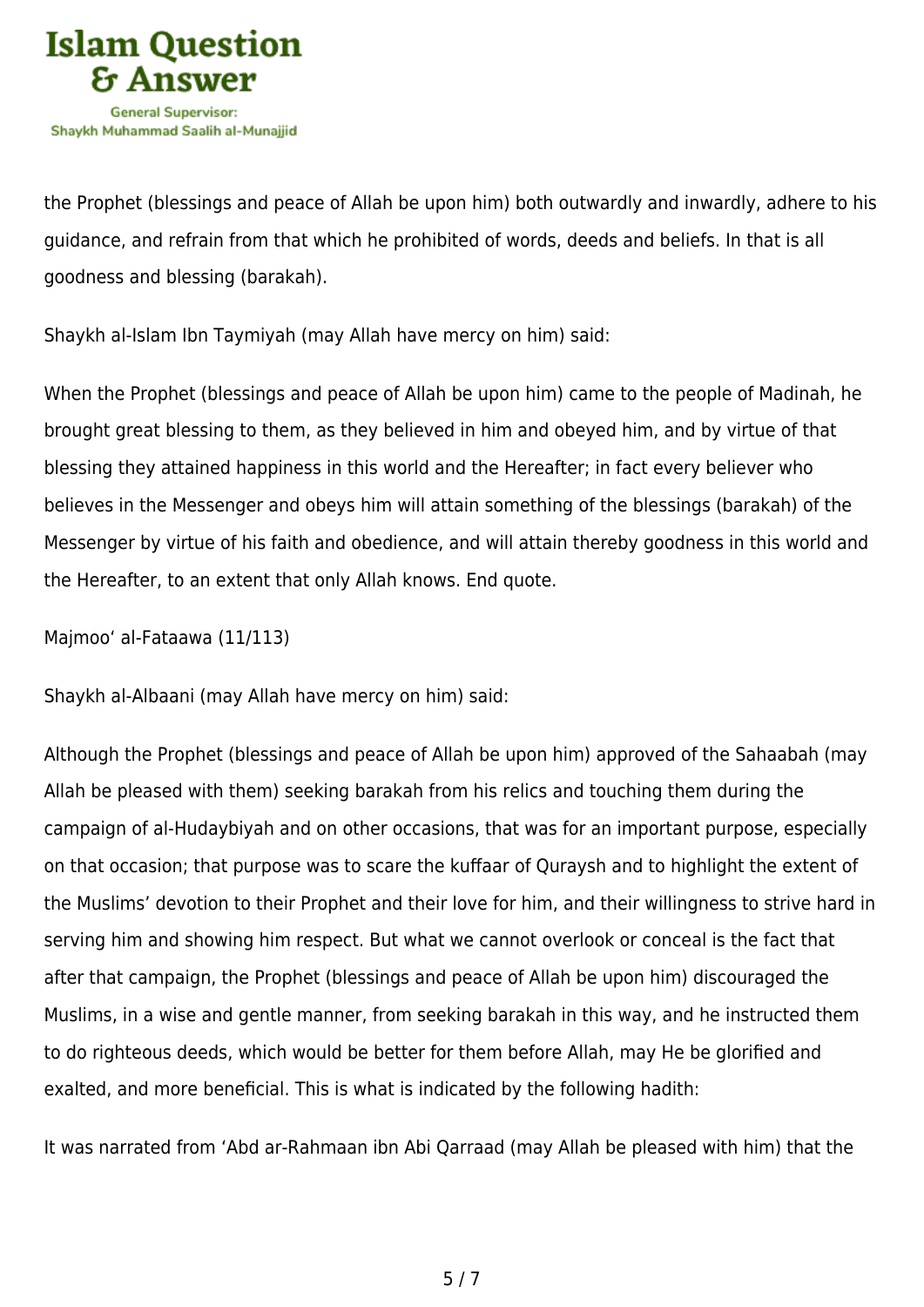the Prophet (blessings and peace of Allah be upon him) both outwardly and inwardly, adhere to his guidance, and refrain from that which he prohibited of words, deeds and beliefs. In that is all goodness and blessing (barakah).

Shaykh al-Islam Ibn Taymiyah (may Allah have mercy on him) said:

When the Prophet (blessings and peace of Allah be upon him) came to the people of Madinah, he brought great blessing to them, as they believed in him and obeyed him, and by virtue of that blessing they attained happiness in this world and the Hereafter; in fact every believer who believes in the Messenger and obeys him will attain something of the blessings (barakah) of the Messenger by virtue of his faith and obedience, and will attain thereby goodness in this world and the Hereafter, to an extent that only Allah knows. End quote.

Majmoo' al-Fataawa (11/113)

Shaykh al-Albaani (may Allah have mercy on him) said:

Although the Prophet (blessings and peace of Allah be upon him) approved of the Sahaabah (may Allah be pleased with them) seeking barakah from his relics and touching them during the campaign of al-Hudaybiyah and on other occasions, that was for an important purpose, especially on that occasion; that purpose was to scare the kuffaar of Quraysh and to highlight the extent of the Muslims' devotion to their Prophet and their love for him, and their willingness to strive hard in serving him and showing him respect. But what we cannot overlook or conceal is the fact that after that campaign, the Prophet (blessings and peace of Allah be upon him) discouraged the Muslims, in a wise and gentle manner, from seeking barakah in this way, and he instructed them to do righteous deeds, which would be better for them before Allah, may He be glorified and exalted, and more beneficial. This is what is indicated by the following hadith:

It was narrated from 'Abd ar-Rahmaan ibn Abi Qarraad (may Allah be pleased with him) that the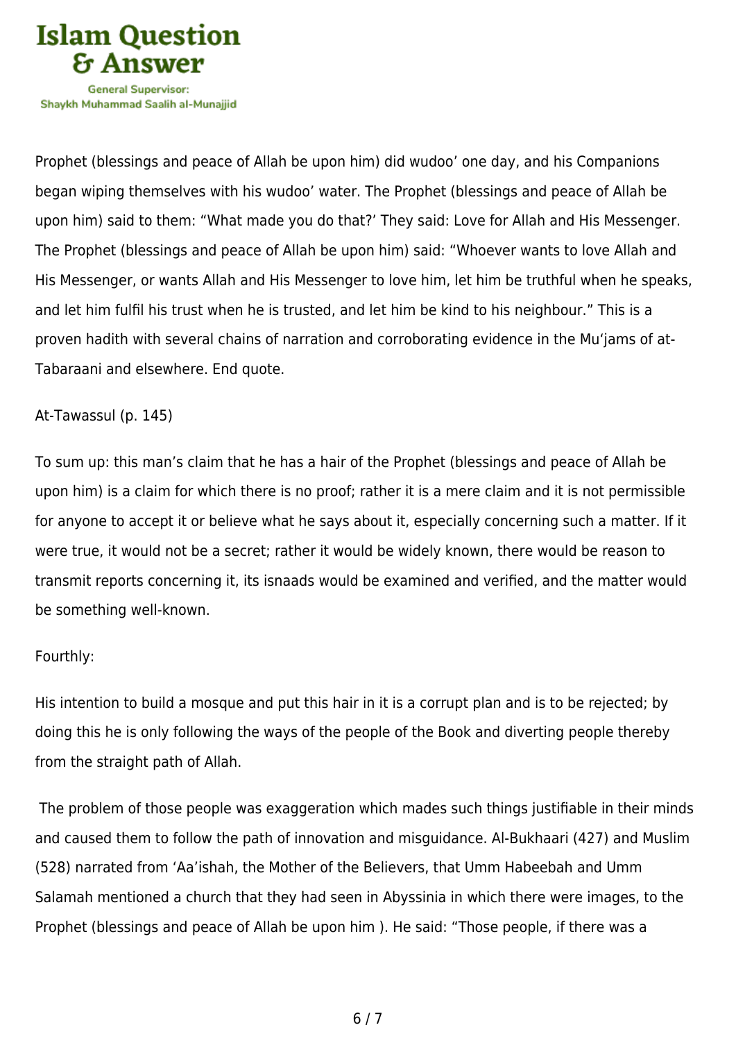Prophet (blessings and peace of Allah be upon him) did wudoo' one day, and his Companions began wiping themselves with his wudoo' water. The Prophet (blessings and peace of Allah be upon him) said to them: "What made you do that?' They said: Love for Allah and His Messenger. The Prophet (blessings and peace of Allah be upon him) said: "Whoever wants to love Allah and His Messenger, or wants Allah and His Messenger to love him, let him be truthful when he speaks, and let him fulfil his trust when he is trusted, and let him be kind to his neighbour." This is a proven hadith with several chains of narration and corroborating evidence in the Mu'jams of at-Tabaraani and elsewhere. End quote.

At-Tawassul (p. 145)

To sum up: this man's claim that he has a hair of the Prophet (blessings and peace of Allah be upon him) is a claim for which there is no proof; rather it is a mere claim and it is not permissible for anyone to accept it or believe what he says about it, especially concerning such a matter. If it were true, it would not be a secret; rather it would be widely known, there would be reason to transmit reports concerning it, its isnaads would be examined and verified, and the matter would be something well-known.

Fourthly:

His intention to build a mosque and put this hair in it is a corrupt plan and is to be rejected; by doing this he is only following the ways of the people of the Book and diverting people thereby from the straight path of Allah.

The problem of those people was exaggeration which mades such things justifiable in their minds and caused them to follow the path of innovation and misguidance. Al-Bukhaari (427) and Muslim (528) narrated from 'Aa'ishah, the Mother of the Believers, that Umm Habeebah and Umm Salamah mentioned a church that they had seen in Abyssinia in which there were images, to the Prophet (blessings and peace of Allah be upon him ). He said: "Those people, if there was a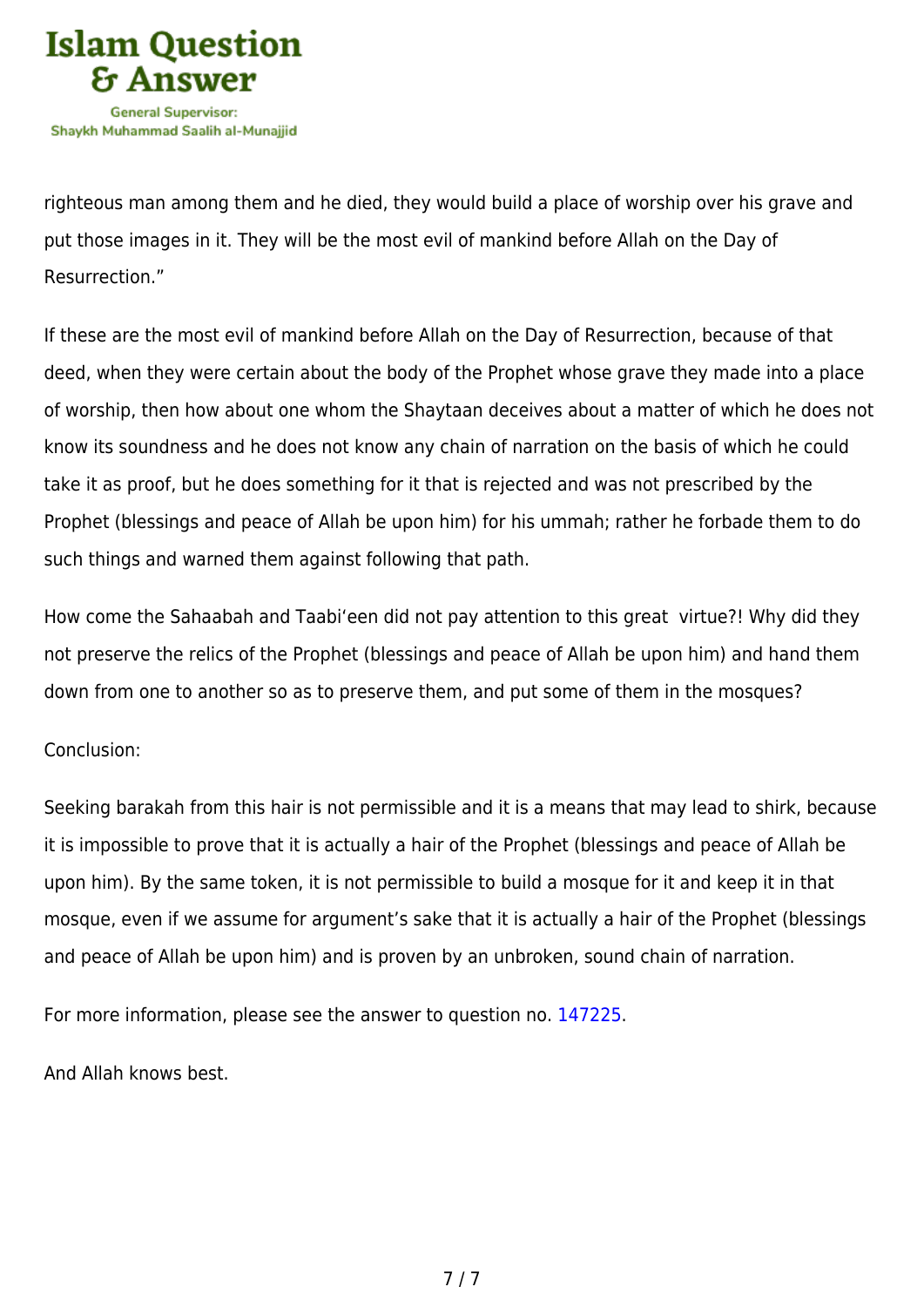righteous man among them and he died, they would build a place of worship over his grave and put those images in it. They will be the most evil of mankind before Allah on the Day of Resurrection."

If these are the most evil of mankind before Allah on the Day of Resurrection, because of that deed, when they were certain about the body of the Prophet whose grave they made into a place of worship, then how about one whom the Shaytaan deceives about a matter of which he does not know its soundness and he does not know any chain of narration on the basis of which he could take it as proof, but he does something for it that is rejected and was not prescribed by the Prophet (blessings and peace of Allah be upon him) for his ummah; rather he forbade them to do such things and warned them against following that path.

How come the Sahaabah and Taabi'een did not pay attention to this great virtue?! Why did they not preserve the relics of the Prophet (blessings and peace of Allah be upon him) and hand them down from one to another so as to preserve them, and put some of them in the mosques?

Conclusion:

Seeking barakah from this hair is not permissible and it is a means that may lead to shirk, because it is impossible to prove that it is actually a hair of the Prophet (blessings and peace of Allah be upon him). By the same token, it is not permissible to build a mosque for it and keep it in that mosque, even if we assume for argument's sake that it is actually a hair of the Prophet (blessings and peace of Allah be upon him) and is proven by an unbroken, sound chain of narration.

For more information, please see the answer to question no. 147225.

And Allah knows best.